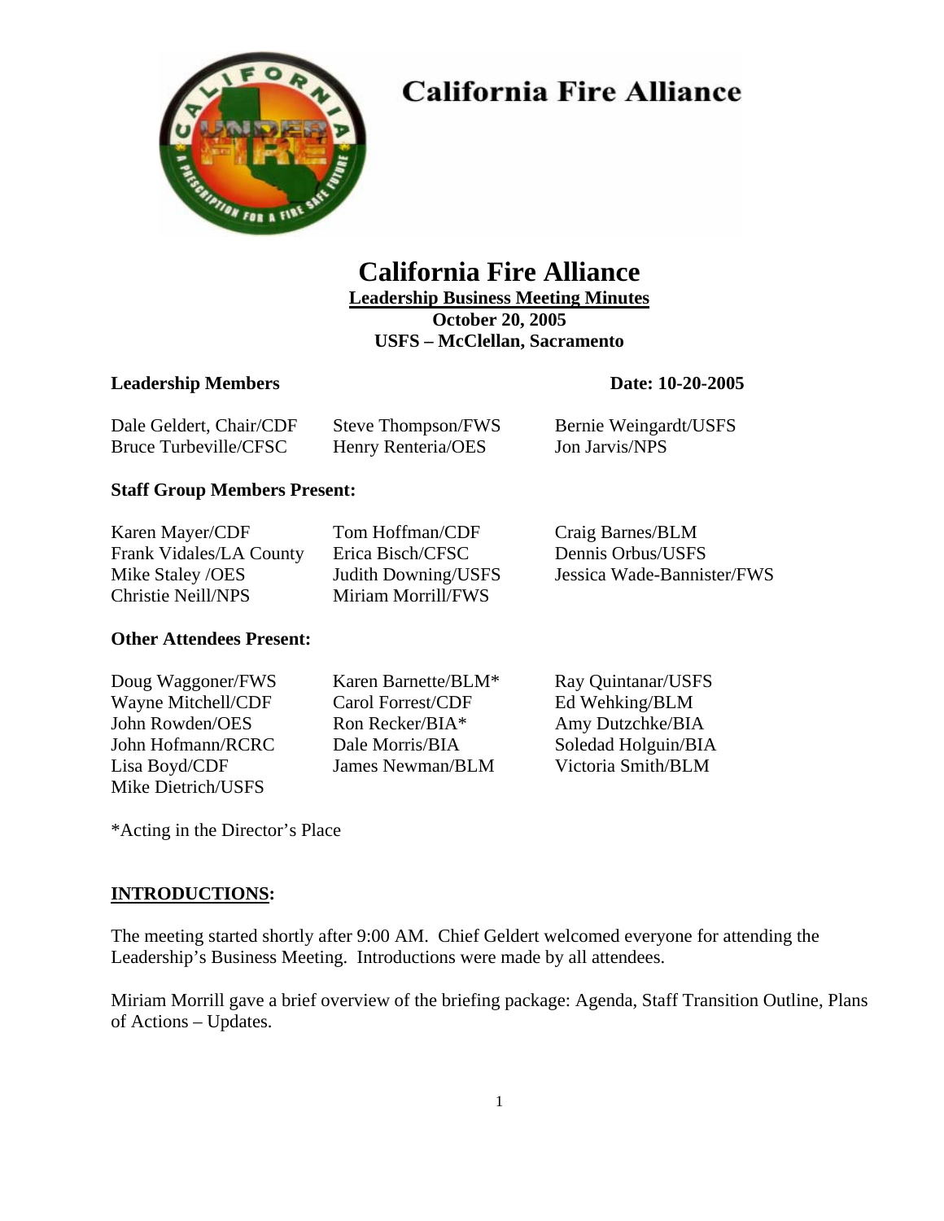# California Fire Alliance

# California Fire Alliance

**Leadership Business Meeting Minutes**

**October 20, 2005**

**USFS – McClellan, Sacramento**

**Leadership Members** **Date: 10-20-2005**

| | | |
|---|---|---|
| Dale Geldert, Chair/CDF | Steve Thompson/FWS | Bernie Weingardt/USFS |
| Bruce Turbeville/CFSC | Henry Renteria/OES | Jon Jarvis/NPS |

**Staff Group Members Present:**

| | | |
|---|---|---|
| Karen Mayer/CDF | Tom Hoffman/CDF | Craig Barnes/BLM |
| Frank Vidales/LA County | Erica Bisch/CFSC | Dennis Orbus/USFS |
| Mike Staley /OES | Judith Downing/USFS | Jessica Wade-Bannister/FWS |
| Christie Neill/NPS | Miriam Morrill/FWS | |

**Other Attendees Present:**

| | | |
|---|---|---|
| Doug Waggoner/FWS | Karen Barnette/BLM* | Ray Quintanar/USFS |
| Wayne Mitchell/CDF | Carol Forrest/CDF | Ed Wehking/BLM |
| John Rowden/OES | Ron Recker/BIA* | Amy Dutzchke/BIA |
| John Hofmann/RCRC | Dale Morris/BIA | Soledad Holguin/BIA |
| Lisa Boyd/CDF | James Newman/BLM | Victoria Smith/BLM |
| Mike Dietrich/USFS | | |

*Acting in the Director's Place

## INTRODUCTIONS:

The meeting started shortly after 9:00 AM. Chief Geldert welcomed everyone for attending the Leadership's Business Meeting. Introductions were made by all attendees.

Miriam Morrill gave a brief overview of the briefing package: Agenda, Staff Transition Outline, Plans of Actions – Updates.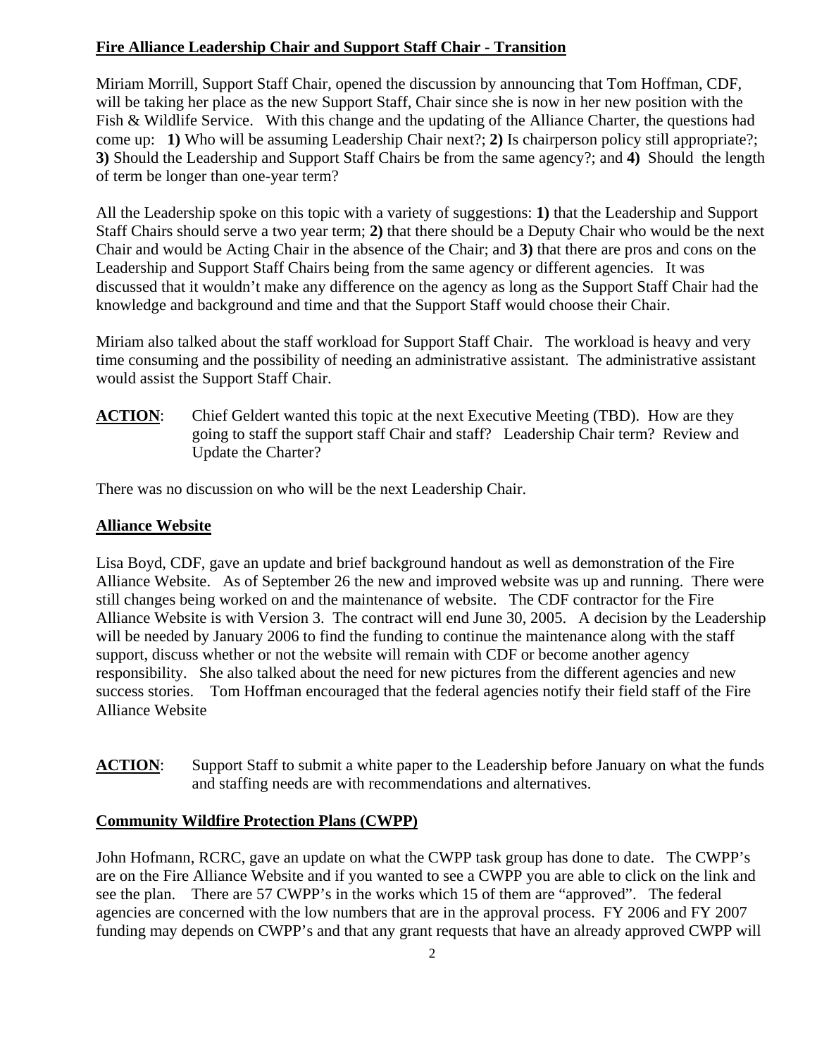**Fire Alliance Leadership Chair and Support Staff Chair - Transition**

Miriam Morrill, Support Staff Chair, opened the discussion by announcing that Tom Hoffman, CDF, will be taking her place as the new Support Staff, Chair since she is now in her new position with the Fish & Wildlife Service. With this change and the updating of the Alliance Charter, the questions had come up: **1)** Who will be assuming Leadership Chair next?; **2)** Is chairperson policy still appropriate?; **3)** Should the Leadership and Support Staff Chairs be from the same agency?; and **4)** Should the length of term be longer than one-year term?

All the Leadership spoke on this topic with a variety of suggestions: **1)** that the Leadership and Support Staff Chairs should serve a two year term; **2)** that there should be a Deputy Chair who would be the next Chair and would be Acting Chair in the absence of the Chair; and **3)** that there are pros and cons on the Leadership and Support Staff Chairs being from the same agency or different agencies. It was discussed that it wouldn't make any difference on the agency as long as the Support Staff Chair had the knowledge and background and time and that the Support Staff would choose their Chair.

Miriam also talked about the staff workload for Support Staff Chair. The workload is heavy and very time consuming and the possibility of needing an administrative assistant. The administrative assistant would assist the Support Staff Chair.

**ACTION**: Chief Geldert wanted this topic at the next Executive Meeting (TBD). How are they going to staff the support staff Chair and staff? Leadership Chair term? Review and Update the Charter?

There was no discussion on who will be the next Leadership Chair.

**Alliance Website**

Lisa Boyd, CDF, gave an update and brief background handout as well as demonstration of the Fire Alliance Website. As of September 26 the new and improved website was up and running. There were still changes being worked on and the maintenance of website. The CDF contractor for the Fire Alliance Website is with Version 3. The contract will end June 30, 2005. A decision by the Leadership will be needed by January 2006 to find the funding to continue the maintenance along with the staff support, discuss whether or not the website will remain with CDF or become another agency responsibility. She also talked about the need for new pictures from the different agencies and new success stories. Tom Hoffman encouraged that the federal agencies notify their field staff of the Fire Alliance Website

**ACTION**: Support Staff to submit a white paper to the Leadership before January on what the funds and staffing needs are with recommendations and alternatives.

**Community Wildfire Protection Plans (CWPP)**

John Hofmann, RCRC, gave an update on what the CWPP task group has done to date. The CWPP's are on the Fire Alliance Website and if you wanted to see a CWPP you are able to click on the link and see the plan. There are 57 CWPP's in the works which 15 of them are "approved". The federal agencies are concerned with the low numbers that are in the approval process. FY 2006 and FY 2007 funding may depends on CWPP's and that any grant requests that have an already approved CWPP will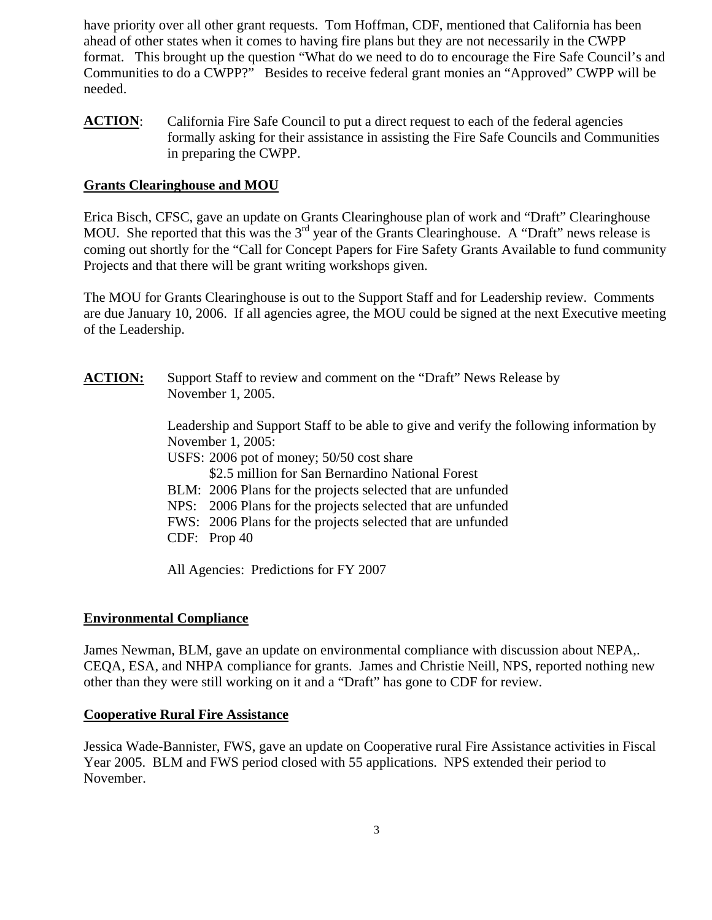have priority over all other grant requests. Tom Hoffman, CDF, mentioned that California has been ahead of other states when it comes to having fire plans but they are not necessarily in the CWPP format. This brought up the question "What do we need to do to encourage the Fire Safe Council's and Communities to do a CWPP?" Besides to receive federal grant monies an "Approved" CWPP will be needed.

**ACTION**: California Fire Safe Council to put a direct request to each of the federal agencies formally asking for their assistance in assisting the Fire Safe Councils and Communities in preparing the CWPP.

**Grants Clearinghouse and MOU**

Erica Bisch, CFSC, gave an update on Grants Clearinghouse plan of work and "Draft" Clearinghouse MOU. She reported that this was the 3rd year of the Grants Clearinghouse. A "Draft" news release is coming out shortly for the "Call for Concept Papers for Fire Safety Grants Available to fund community Projects and that there will be grant writing workshops given.

The MOU for Grants Clearinghouse is out to the Support Staff and for Leadership review. Comments are due January 10, 2006. If all agencies agree, the MOU could be signed at the next Executive meeting of the Leadership.

**ACTION:** Support Staff to review and comment on the "Draft" News Release by November 1, 2005.

Leadership and Support Staff to be able to give and verify the following information by November 1, 2005:

USFS: 2006 pot of money; 50/50 cost share
$2.5 million for San Bernardino National Forest
BLM: 2006 Plans for the projects selected that are unfunded
NPS: 2006 Plans for the projects selected that are unfunded
FWS: 2006 Plans for the projects selected that are unfunded
CDF: Prop 40

All Agencies: Predictions for FY 2007

**Environmental Compliance**

James Newman, BLM, gave an update on environmental compliance with discussion about NEPA,. CEQA, ESA, and NHPA compliance for grants. James and Christie Neill, NPS, reported nothing new other than they were still working on it and a "Draft" has gone to CDF for review.

**Cooperative Rural Fire Assistance**

Jessica Wade-Bannister, FWS, gave an update on Cooperative rural Fire Assistance activities in Fiscal Year 2005. BLM and FWS period closed with 55 applications. NPS extended their period to November.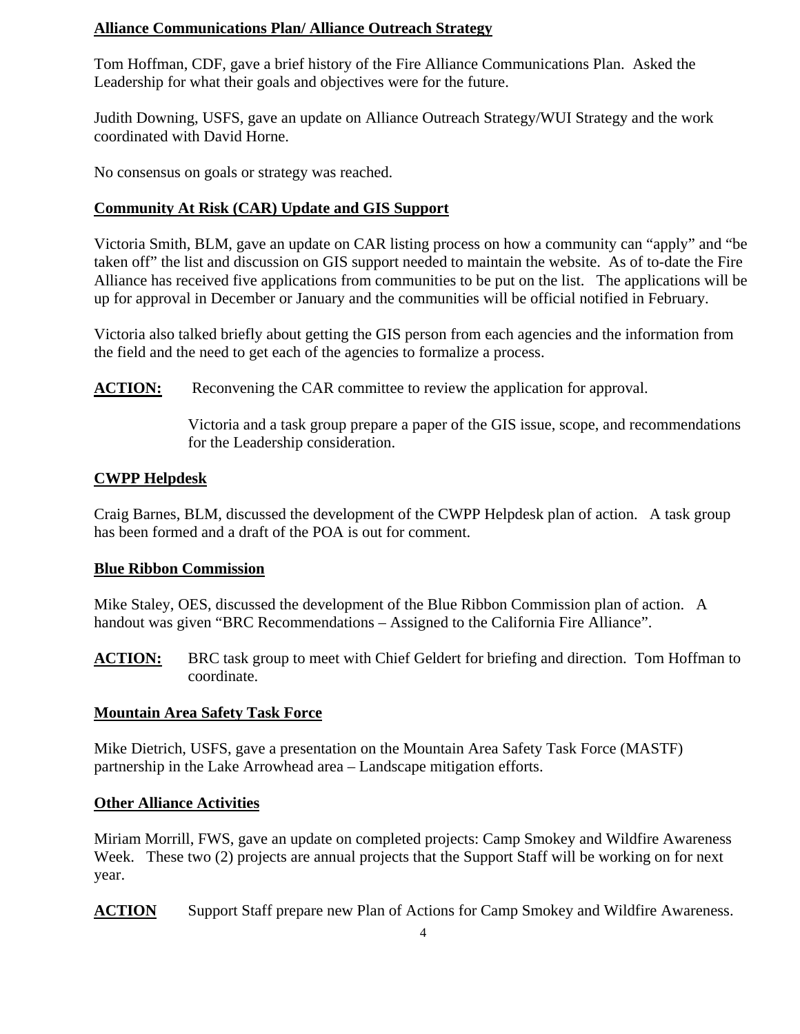**Alliance Communications Plan/ Alliance Outreach Strategy**

Tom Hoffman, CDF, gave a brief history of the Fire Alliance Communications Plan. Asked the Leadership for what their goals and objectives were for the future.

Judith Downing, USFS, gave an update on Alliance Outreach Strategy/WUI Strategy and the work coordinated with David Horne.

No consensus on goals or strategy was reached.

**Community At Risk (CAR) Update and GIS Support**

Victoria Smith, BLM, gave an update on CAR listing process on how a community can "apply" and "be taken off" the list and discussion on GIS support needed to maintain the website. As of to-date the Fire Alliance has received five applications from communities to be put on the list. The applications will be up for approval in December or January and the communities will be official notified in February.

Victoria also talked briefly about getting the GIS person from each agencies and the information from the field and the need to get each of the agencies to formalize a process.

**ACTION:** Reconvening the CAR committee to review the application for approval.

Victoria and a task group prepare a paper of the GIS issue, scope, and recommendations for the Leadership consideration.

**CWPP Helpdesk**

Craig Barnes, BLM, discussed the development of the CWPP Helpdesk plan of action. A task group has been formed and a draft of the POA is out for comment.

**Blue Ribbon Commission**

Mike Staley, OES, discussed the development of the Blue Ribbon Commission plan of action. A handout was given "BRC Recommendations – Assigned to the California Fire Alliance".

**ACTION:** BRC task group to meet with Chief Geldert for briefing and direction. Tom Hoffman to coordinate.

**Mountain Area Safety Task Force**

Mike Dietrich, USFS, gave a presentation on the Mountain Area Safety Task Force (MASTF) partnership in the Lake Arrowhead area – Landscape mitigation efforts.

**Other Alliance Activities**

Miriam Morrill, FWS, gave an update on completed projects: Camp Smokey and Wildfire Awareness Week. These two (2) projects are annual projects that the Support Staff will be working on for next year.

**ACTION** Support Staff prepare new Plan of Actions for Camp Smokey and Wildfire Awareness.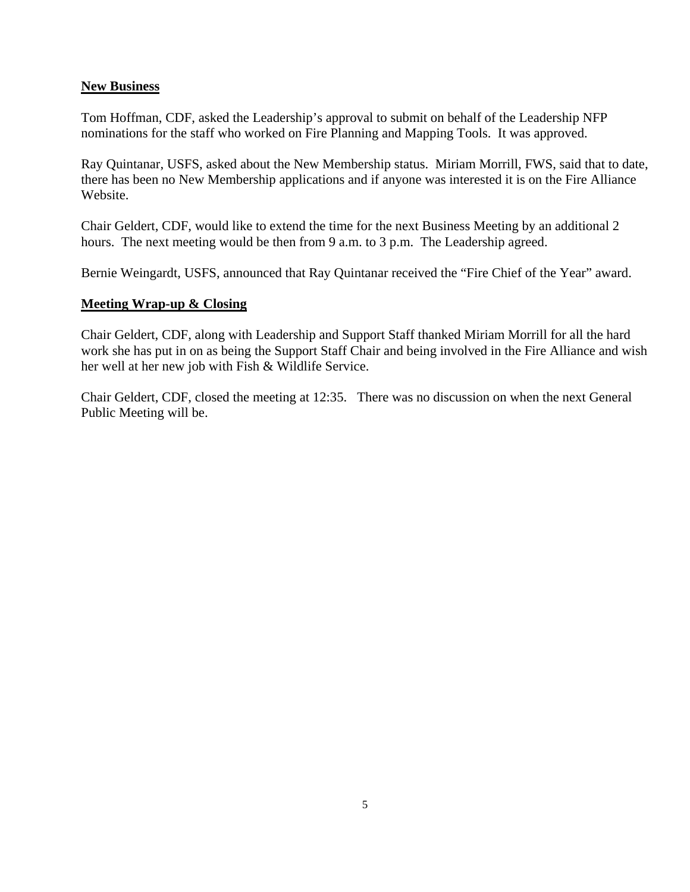**New Business**

Tom Hoffman, CDF, asked the Leadership's approval to submit on behalf of the Leadership NFP nominations for the staff who worked on Fire Planning and Mapping Tools. It was approved.

Ray Quintanar, USFS, asked about the New Membership status. Miriam Morrill, FWS, said that to date, there has been no New Membership applications and if anyone was interested it is on the Fire Alliance Website.

Chair Geldert, CDF, would like to extend the time for the next Business Meeting by an additional 2 hours. The next meeting would be then from 9 a.m. to 3 p.m. The Leadership agreed.

Bernie Weingardt, USFS, announced that Ray Quintanar received the "Fire Chief of the Year" award.

**Meeting Wrap-up & Closing**

Chair Geldert, CDF, along with Leadership and Support Staff thanked Miriam Morrill for all the hard work she has put in on as being the Support Staff Chair and being involved in the Fire Alliance and wish her well at her new job with Fish & Wildlife Service.

Chair Geldert, CDF, closed the meeting at 12:35. There was no discussion on when the next General Public Meeting will be.